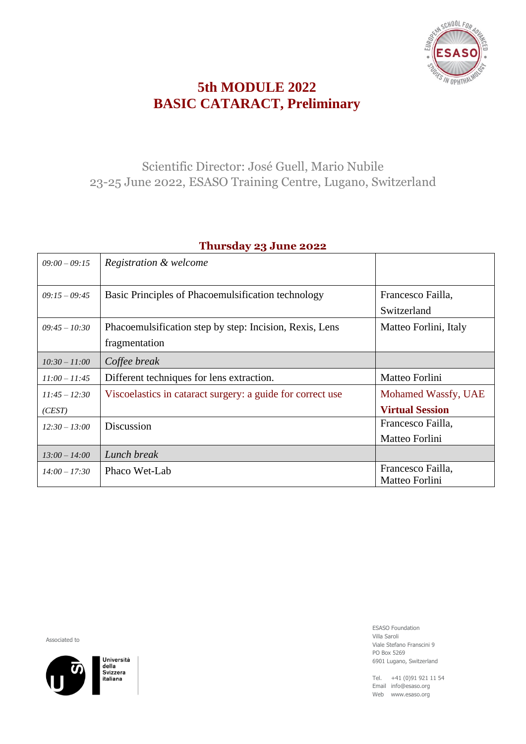# 5th MODULE 2022
# BASIC CATARACT, Preliminary

Scientific Director: José Guell, Mario Nubile
23-25 June 2022, ESASO Training Centre, Lugano, Switzerland

## Thursday 23 June 2022

| | | |
|---|---|---|
| *09:00 – 09:15* | *Registration & welcome* | |
| *09:15 – 09:45* | Basic Principles of Phacoemulsification technology | Francesco Failla, Switzerland |
| *09:45 – 10:30* | Phacoemulsification step by step: Incision, Rexis, Lens fragmentation | Matteo Forlini, Italy |
| *10:30 – 11:00* | *Coffee break* | |
| *11:00 – 11:45* | Different techniques for lens extraction. | Matteo Forlini |
| *11:45 – 12:30 (CEST)* | Viscoelastics in cataract surgery: a guide for correct use | Mohamed Wassfy, UAE **Virtual Session** |
| *12:30 – 13:00* | Discussion | Francesco Failla, Matteo Forlini |
| *13:00 – 14:00* | *Lunch break* | |
| *14:00 – 17:30* | Phaco Wet-Lab | Francesco Failla, Matteo Forlini |

Associated to

Università della Svizzera italiana

ESASO Foundation
Villa Saroli
Viale Stefano Franscini 9
PO Box 5269
6901 Lugano, Switzerland

Tel. +41 (0)91 921 11 54
Email info@esaso.org
Web www.esaso.org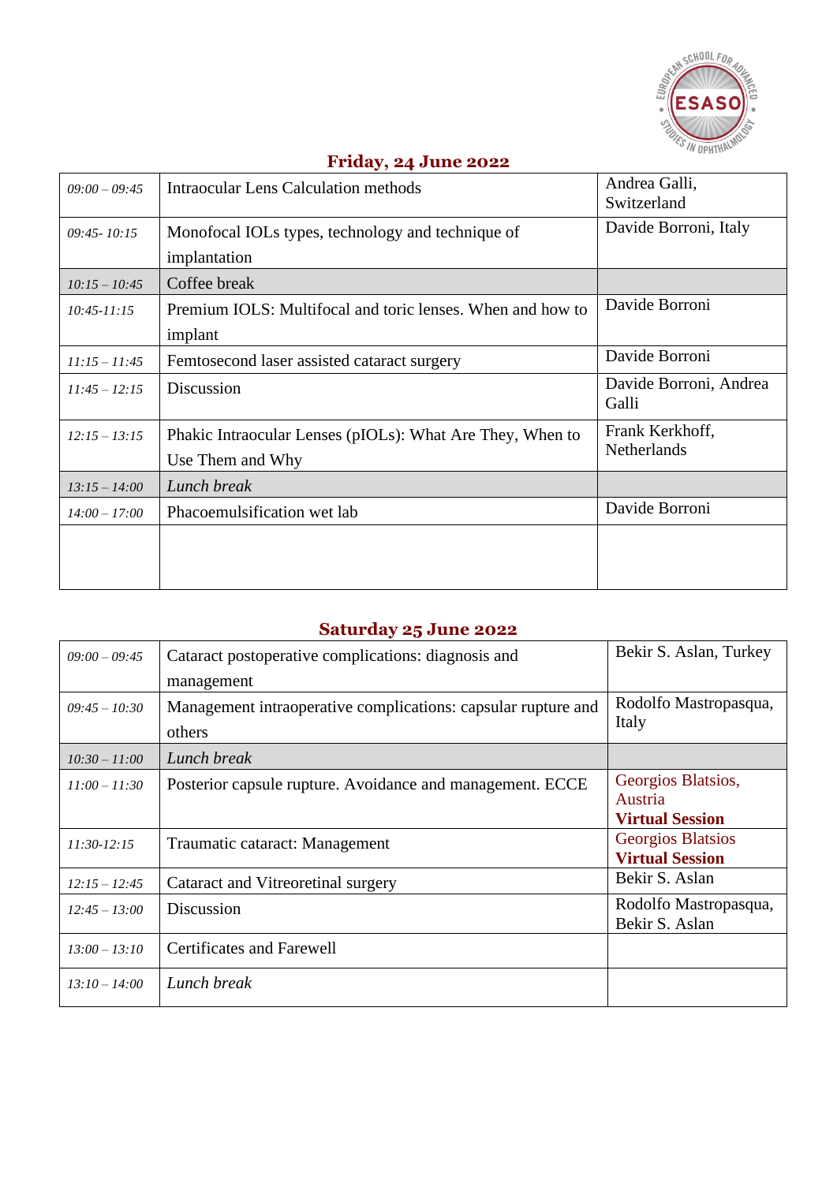## Friday, 24 June 2022

| | | |
|---|---|---|
| *09:00 – 09:45* | Intraocular Lens Calculation methods | Andrea Galli, Switzerland |
| *09:45- 10:15* | Monofocal IOLs types, technology and technique of implantation | Davide Borroni, Italy |
| *10:15 – 10:45* | Coffee break | |
| *10:45-11:15* | Premium IOLS: Multifocal and toric lenses. When and how to implant | Davide Borroni |
| *11:15 – 11:45* | Femtosecond laser assisted cataract surgery | Davide Borroni |
| *11:45 – 12:15* | Discussion | Davide Borroni, Andrea Galli |
| *12:15 – 13:15* | Phakic Intraocular Lenses (pIOLs): What Are They, When to Use Them and Why | Frank Kerkhoff, Netherlands |
| *13:15 – 14:00* | *Lunch break* | |
| *14:00 – 17:00* | Phacoemulsification wet lab | Davide Borroni |
| | | |

## Saturday 25 June 2022

| | | |
|---|---|---|
| *09:00 – 09:45* | Cataract postoperative complications: diagnosis and management | Bekir S. Aslan, Turkey |
| *09:45 – 10:30* | Management intraoperative complications: capsular rupture and others | Rodolfo Mastropasqua, Italy |
| *10:30 – 11:00* | *Lunch break* | |
| *11:00 – 11:30* | Posterior capsule rupture. Avoidance and management. ECCE | Georgios Blatsios, Austria **Virtual Session** |
| *11:30-12:15* | Traumatic cataract: Management | Georgios Blatsios **Virtual Session** |
| *12:15 – 12:45* | Cataract and Vitreoretinal surgery | Bekir S. Aslan |
| *12:45 – 13:00* | Discussion | Rodolfo Mastropasqua, Bekir S. Aslan |
| *13:00 – 13:10* | Certificates and Farewell | |
| *13:10 – 14:00* | *Lunch break* | |